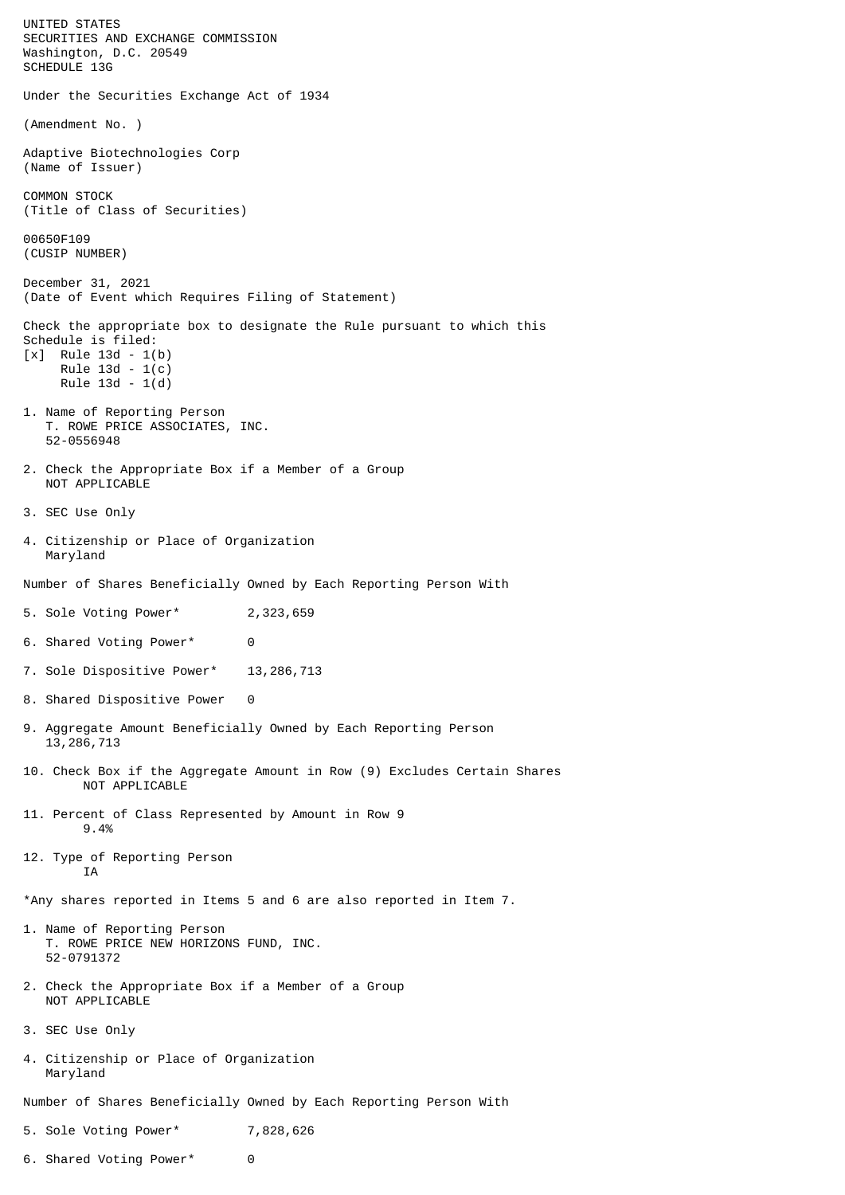UNITED STATES
SECURITIES AND EXCHANGE COMMISSION
Washington, D.C. 20549
SCHEDULE 13G

Under the Securities Exchange Act of 1934

(Amendment No. )

Adaptive Biotechnologies Corp
(Name of Issuer)

COMMON STOCK
(Title of Class of Securities)

00650F109
(CUSIP NUMBER)

December 31, 2021
(Date of Event which Requires Filing of Statement)

Check the appropriate box to designate the Rule pursuant to which this Schedule is filed:
[x] Rule 13d - 1(b)
Rule 13d - 1(c)
Rule 13d - 1(d)

1. Name of Reporting Person
   T. ROWE PRICE ASSOCIATES, INC.
   52-0556948

2. Check the Appropriate Box if a Member of a Group
   NOT APPLICABLE

3. SEC Use Only

4. Citizenship or Place of Organization
   Maryland

Number of Shares Beneficially Owned by Each Reporting Person With

5. Sole Voting Power* 2,323,659

6. Shared Voting Power* 0

7. Sole Dispositive Power* 13,286,713

8. Shared Dispositive Power 0

9. Aggregate Amount Beneficially Owned by Each Reporting Person
   13,286,713

10. Check Box if the Aggregate Amount in Row (9) Excludes Certain Shares
    NOT APPLICABLE

11. Percent of Class Represented by Amount in Row 9
    9.4%

12. Type of Reporting Person
    IA

*Any shares reported in Items 5 and 6 are also reported in Item 7.

1. Name of Reporting Person
   T. ROWE PRICE NEW HORIZONS FUND, INC.
   52-0791372

2. Check the Appropriate Box if a Member of a Group
   NOT APPLICABLE

3. SEC Use Only

4. Citizenship or Place of Organization
   Maryland

Number of Shares Beneficially Owned by Each Reporting Person With

5. Sole Voting Power* 7,828,626

6. Shared Voting Power* 0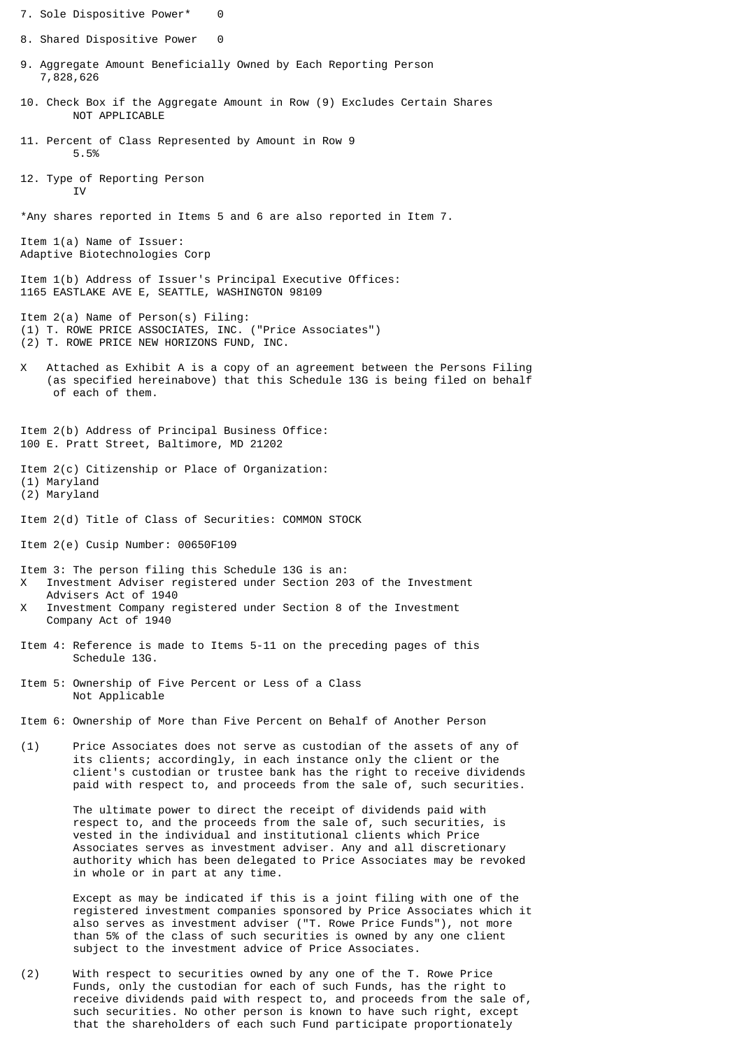7. Sole Dispositive Power* 0

8. Shared Dispositive Power 0

9. Aggregate Amount Beneficially Owned by Each Reporting Person
7,828,626

10. Check Box if the Aggregate Amount in Row (9) Excludes Certain Shares
NOT APPLICABLE

11. Percent of Class Represented by Amount in Row 9
5.5%

12. Type of Reporting Person
IV

*Any shares reported in Items 5 and 6 are also reported in Item 7.

Item 1(a) Name of Issuer:
Adaptive Biotechnologies Corp

Item 1(b) Address of Issuer's Principal Executive Offices:
1165 EASTLAKE AVE E, SEATTLE, WASHINGTON 98109

Item 2(a) Name of Person(s) Filing:
(1) T. ROWE PRICE ASSOCIATES, INC. ("Price Associates")
(2) T. ROWE PRICE NEW HORIZONS FUND, INC.

X Attached as Exhibit A is a copy of an agreement between the Persons Filing (as specified hereinabove) that this Schedule 13G is being filed on behalf of each of them.

Item 2(b) Address of Principal Business Office:
100 E. Pratt Street, Baltimore, MD 21202

Item 2(c) Citizenship or Place of Organization:
(1) Maryland
(2) Maryland

Item 2(d) Title of Class of Securities: COMMON STOCK

Item 2(e) Cusip Number: 00650F109

Item 3: The person filing this Schedule 13G is an:
X Investment Adviser registered under Section 203 of the Investment Advisers Act of 1940
X Investment Company registered under Section 8 of the Investment Company Act of 1940

Item 4: Reference is made to Items 5-11 on the preceding pages of this Schedule 13G.

Item 5: Ownership of Five Percent or Less of a Class
Not Applicable

Item 6: Ownership of More than Five Percent on Behalf of Another Person

(1) Price Associates does not serve as custodian of the assets of any of its clients; accordingly, in each instance only the client or the client's custodian or trustee bank has the right to receive dividends paid with respect to, and proceeds from the sale of, such securities.

The ultimate power to direct the receipt of dividends paid with respect to, and the proceeds from the sale of, such securities, is vested in the individual and institutional clients which Price Associates serves as investment adviser. Any and all discretionary authority which has been delegated to Price Associates may be revoked in whole or in part at any time.

Except as may be indicated if this is a joint filing with one of the registered investment companies sponsored by Price Associates which it also serves as investment adviser ("T. Rowe Price Funds"), not more than 5% of the class of such securities is owned by any one client subject to the investment advice of Price Associates.

(2) With respect to securities owned by any one of the T. Rowe Price Funds, only the custodian for each of such Funds, has the right to receive dividends paid with respect to, and proceeds from the sale of, such securities. No other person is known to have such right, except that the shareholders of each such Fund participate proportionately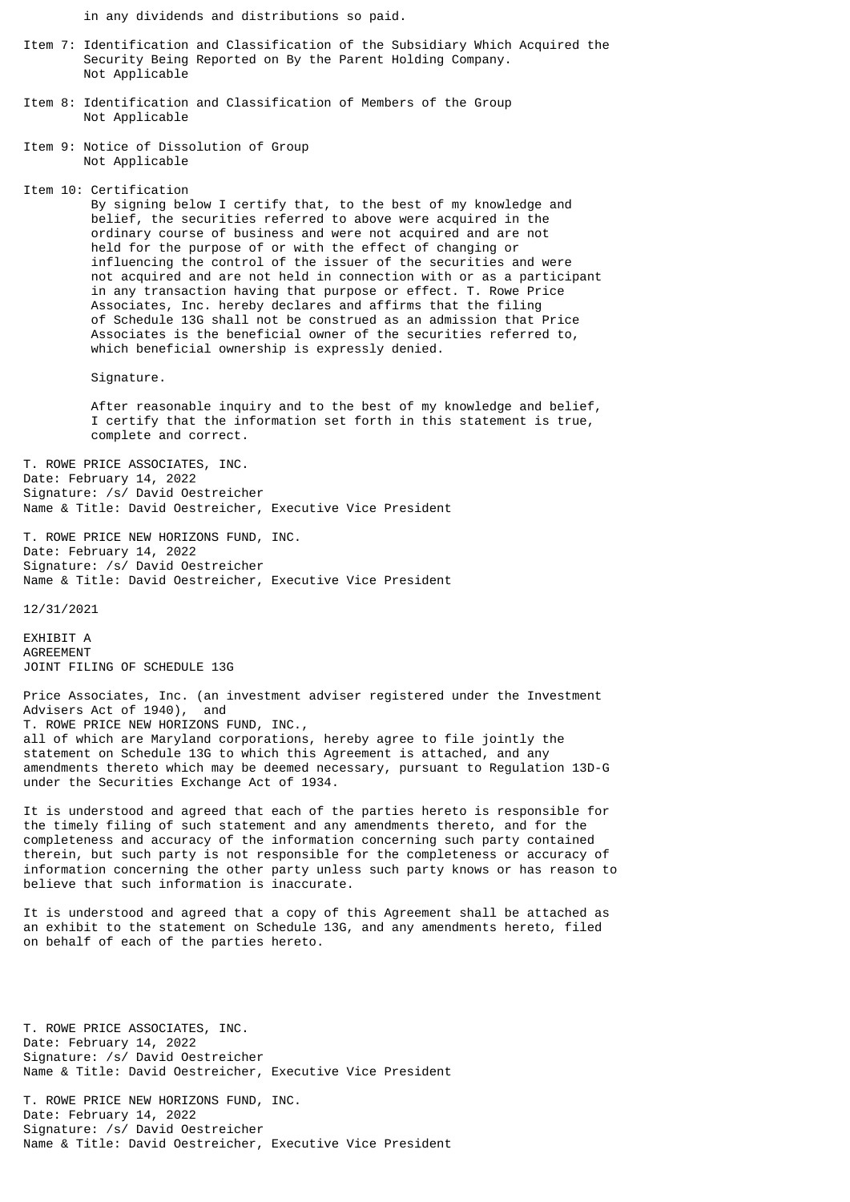in any dividends and distributions so paid.

Item 7: Identification and Classification of the Subsidiary Which Acquired the Security Being Reported on By the Parent Holding Company.
Not Applicable

Item 8: Identification and Classification of Members of the Group
Not Applicable

Item 9: Notice of Dissolution of Group
Not Applicable

Item 10: Certification
By signing below I certify that, to the best of my knowledge and belief, the securities referred to above were acquired in the ordinary course of business and were not acquired and are not held for the purpose of or with the effect of changing or influencing the control of the issuer of the securities and were not acquired and are not held in connection with or as a participant in any transaction having that purpose or effect. T. Rowe Price Associates, Inc. hereby declares and affirms that the filing of Schedule 13G shall not be construed as an admission that Price Associates is the beneficial owner of the securities referred to, which beneficial ownership is expressly denied.

Signature.

After reasonable inquiry and to the best of my knowledge and belief, I certify that the information set forth in this statement is true, complete and correct.

T. ROWE PRICE ASSOCIATES, INC.
Date: February 14, 2022
Signature: /s/ David Oestreicher
Name & Title: David Oestreicher, Executive Vice President

T. ROWE PRICE NEW HORIZONS FUND, INC.
Date: February 14, 2022
Signature: /s/ David Oestreicher
Name & Title: David Oestreicher, Executive Vice President

12/31/2021

EXHIBIT A
AGREEMENT
JOINT FILING OF SCHEDULE 13G

Price Associates, Inc. (an investment adviser registered under the Investment Advisers Act of 1940), and
T. ROWE PRICE NEW HORIZONS FUND, INC.,
all of which are Maryland corporations, hereby agree to file jointly the statement on Schedule 13G to which this Agreement is attached, and any amendments thereto which may be deemed necessary, pursuant to Regulation 13D-G under the Securities Exchange Act of 1934.

It is understood and agreed that each of the parties hereto is responsible for the timely filing of such statement and any amendments thereto, and for the completeness and accuracy of the information concerning such party contained therein, but such party is not responsible for the completeness or accuracy of information concerning the other party unless such party knows or has reason to believe that such information is inaccurate.

It is understood and agreed that a copy of this Agreement shall be attached as an exhibit to the statement on Schedule 13G, and any amendments hereto, filed on behalf of each of the parties hereto.

T. ROWE PRICE ASSOCIATES, INC.
Date: February 14, 2022
Signature: /s/ David Oestreicher
Name & Title: David Oestreicher, Executive Vice President

T. ROWE PRICE NEW HORIZONS FUND, INC.
Date: February 14, 2022
Signature: /s/ David Oestreicher
Name & Title: David Oestreicher, Executive Vice President